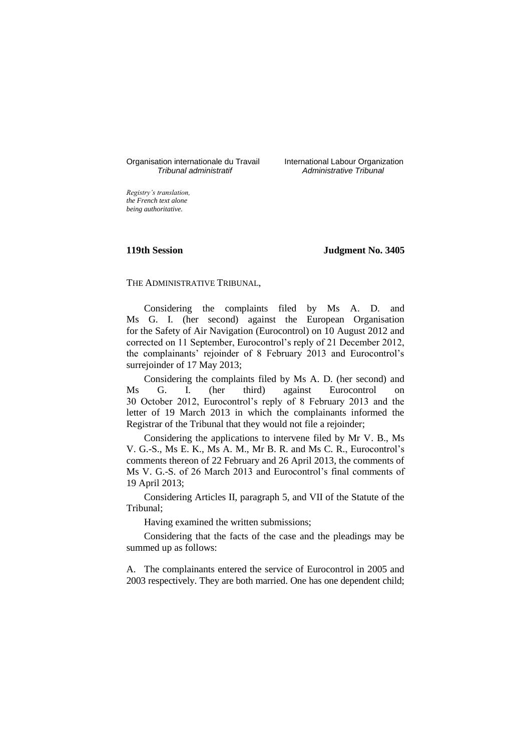Organisation internationale du Travail
*Tribunal administratif*

International Labour Organization
*Administrative Tribunal*

*Registry's translation, the French text alone being authoritative.*

**119th Session** **Judgment No. 3405**

THE ADMINISTRATIVE TRIBUNAL,

Considering the complaints filed by Ms A. D. and Ms G. I. (her second) against the European Organisation for the Safety of Air Navigation (Eurocontrol) on 10 August 2012 and corrected on 11 September, Eurocontrol's reply of 21 December 2012, the complainants' rejoinder of 8 February 2013 and Eurocontrol's surrejoinder of 17 May 2013;

Considering the complaints filed by Ms A. D. (her second) and Ms G. I. (her third) against Eurocontrol on 30 October 2012, Eurocontrol's reply of 8 February 2013 and the letter of 19 March 2013 in which the complainants informed the Registrar of the Tribunal that they would not file a rejoinder;

Considering the applications to intervene filed by Mr V. B., Ms V. G.-S., Ms E. K., Ms A. M., Mr B. R. and Ms C. R., Eurocontrol's comments thereon of 22 February and 26 April 2013, the comments of Ms V. G.-S. of 26 March 2013 and Eurocontrol's final comments of 19 April 2013;

Considering Articles II, paragraph 5, and VII of the Statute of the Tribunal;

Having examined the written submissions;

Considering that the facts of the case and the pleadings may be summed up as follows:

A. The complainants entered the service of Eurocontrol in 2005 and 2003 respectively. They are both married. One has one dependent child;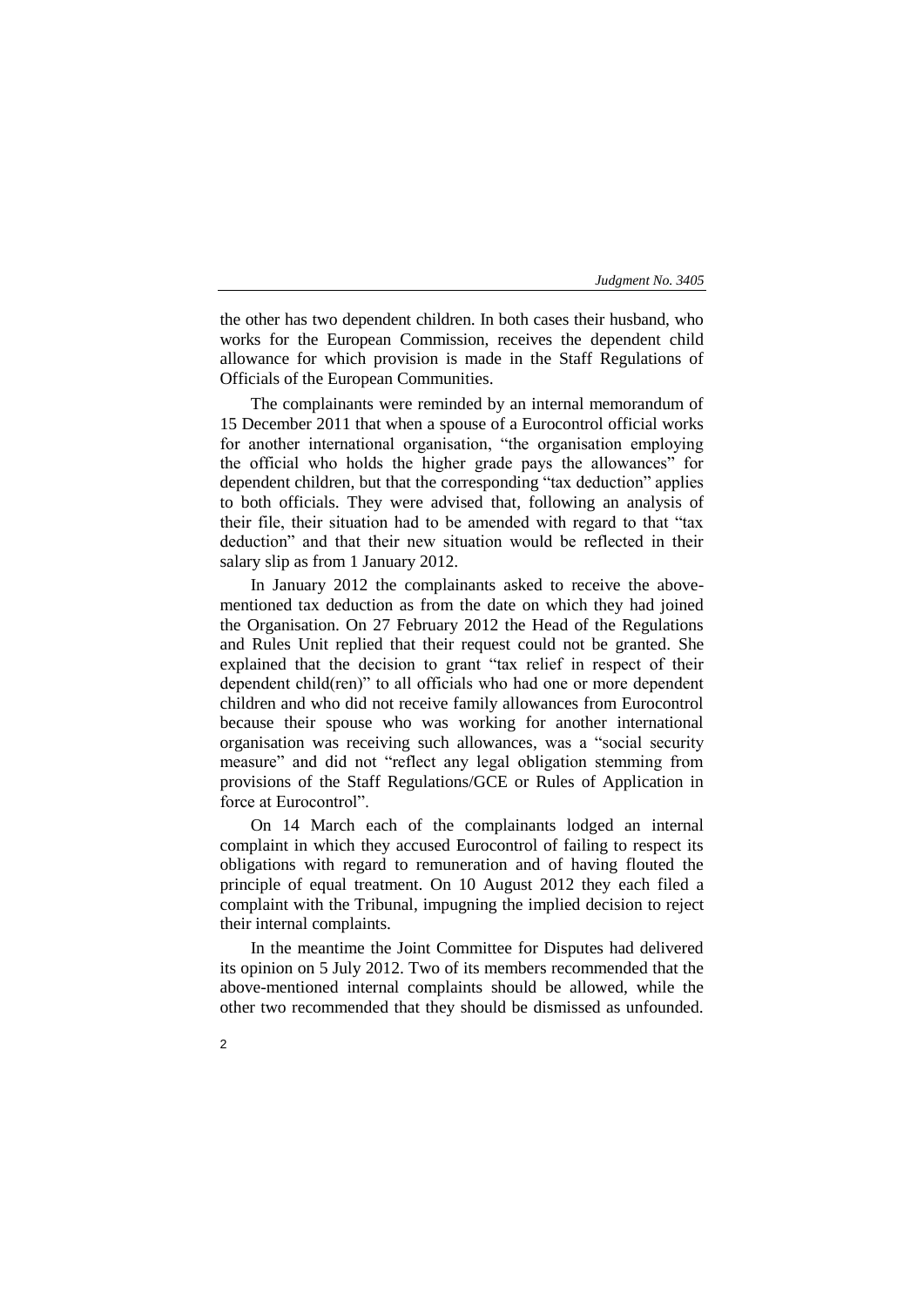the other has two dependent children. In both cases their husband, who works for the European Commission, receives the dependent child allowance for which provision is made in the Staff Regulations of Officials of the European Communities.

The complainants were reminded by an internal memorandum of 15 December 2011 that when a spouse of a Eurocontrol official works for another international organisation, "the organisation employing the official who holds the higher grade pays the allowances" for dependent children, but that the corresponding "tax deduction" applies to both officials. They were advised that, following an analysis of their file, their situation had to be amended with regard to that "tax deduction" and that their new situation would be reflected in their salary slip as from 1 January 2012.

In January 2012 the complainants asked to receive the above-mentioned tax deduction as from the date on which they had joined the Organisation. On 27 February 2012 the Head of the Regulations and Rules Unit replied that their request could not be granted. She explained that the decision to grant "tax relief in respect of their dependent child(ren)" to all officials who had one or more dependent children and who did not receive family allowances from Eurocontrol because their spouse who was working for another international organisation was receiving such allowances, was a "social security measure" and did not "reflect any legal obligation stemming from provisions of the Staff Regulations/GCE or Rules of Application in force at Eurocontrol".

On 14 March each of the complainants lodged an internal complaint in which they accused Eurocontrol of failing to respect its obligations with regard to remuneration and of having flouted the principle of equal treatment. On 10 August 2012 they each filed a complaint with the Tribunal, impugning the implied decision to reject their internal complaints.

In the meantime the Joint Committee for Disputes had delivered its opinion on 5 July 2012. Two of its members recommended that the above-mentioned internal complaints should be allowed, while the other two recommended that they should be dismissed as unfounded.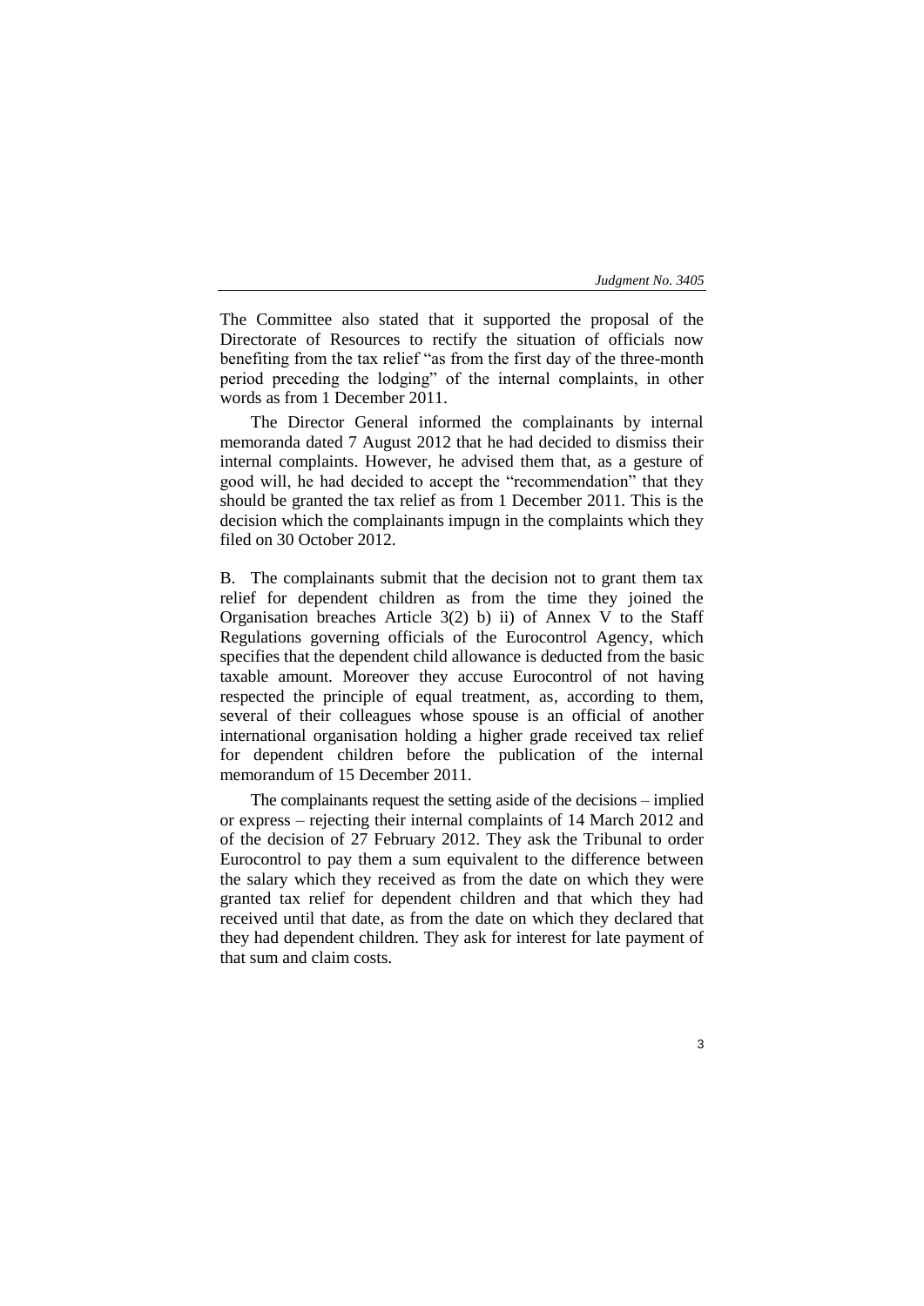The Committee also stated that it supported the proposal of the Directorate of Resources to rectify the situation of officials now benefiting from the tax relief "as from the first day of the three-month period preceding the lodging" of the internal complaints, in other words as from 1 December 2011.

The Director General informed the complainants by internal memoranda dated 7 August 2012 that he had decided to dismiss their internal complaints. However, he advised them that, as a gesture of good will, he had decided to accept the "recommendation" that they should be granted the tax relief as from 1 December 2011. This is the decision which the complainants impugn in the complaints which they filed on 30 October 2012.

B. The complainants submit that the decision not to grant them tax relief for dependent children as from the time they joined the Organisation breaches Article 3(2) b) ii) of Annex V to the Staff Regulations governing officials of the Eurocontrol Agency, which specifies that the dependent child allowance is deducted from the basic taxable amount. Moreover they accuse Eurocontrol of not having respected the principle of equal treatment, as, according to them, several of their colleagues whose spouse is an official of another international organisation holding a higher grade received tax relief for dependent children before the publication of the internal memorandum of 15 December 2011.

The complainants request the setting aside of the decisions – implied or express – rejecting their internal complaints of 14 March 2012 and of the decision of 27 February 2012. They ask the Tribunal to order Eurocontrol to pay them a sum equivalent to the difference between the salary which they received as from the date on which they were granted tax relief for dependent children and that which they had received until that date, as from the date on which they declared that they had dependent children. They ask for interest for late payment of that sum and claim costs.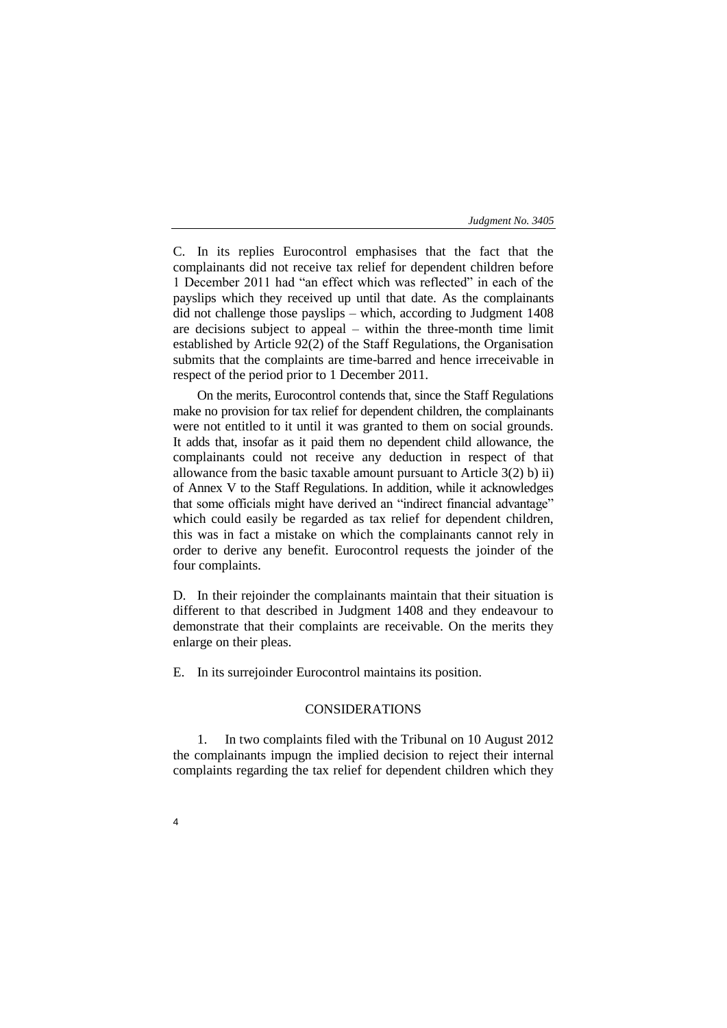C. In its replies Eurocontrol emphasises that the fact that the complainants did not receive tax relief for dependent children before 1 December 2011 had "an effect which was reflected" in each of the payslips which they received up until that date. As the complainants did not challenge those payslips – which, according to Judgment 1408 are decisions subject to appeal – within the three-month time limit established by Article 92(2) of the Staff Regulations, the Organisation submits that the complaints are time-barred and hence irreceivable in respect of the period prior to 1 December 2011.

On the merits, Eurocontrol contends that, since the Staff Regulations make no provision for tax relief for dependent children, the complainants were not entitled to it until it was granted to them on social grounds. It adds that, insofar as it paid them no dependent child allowance, the complainants could not receive any deduction in respect of that allowance from the basic taxable amount pursuant to Article 3(2) b) ii) of Annex V to the Staff Regulations. In addition, while it acknowledges that some officials might have derived an "indirect financial advantage" which could easily be regarded as tax relief for dependent children, this was in fact a mistake on which the complainants cannot rely in order to derive any benefit. Eurocontrol requests the joinder of the four complaints.

D. In their rejoinder the complainants maintain that their situation is different to that described in Judgment 1408 and they endeavour to demonstrate that their complaints are receivable. On the merits they enlarge on their pleas.

E. In its surrejoinder Eurocontrol maintains its position.

## CONSIDERATIONS

1. In two complaints filed with the Tribunal on 10 August 2012 the complainants impugn the implied decision to reject their internal complaints regarding the tax relief for dependent children which they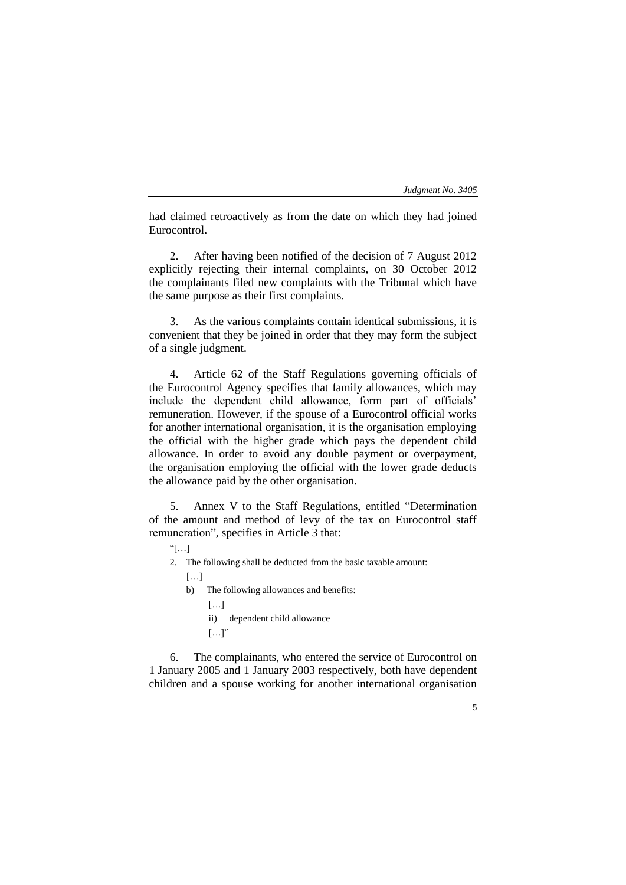had claimed retroactively as from the date on which they had joined Eurocontrol.

2. After having been notified of the decision of 7 August 2012 explicitly rejecting their internal complaints, on 30 October 2012 the complainants filed new complaints with the Tribunal which have the same purpose as their first complaints.

3. As the various complaints contain identical submissions, it is convenient that they be joined in order that they may form the subject of a single judgment.

4. Article 62 of the Staff Regulations governing officials of the Eurocontrol Agency specifies that family allowances, which may include the dependent child allowance, form part of officials' remuneration. However, if the spouse of a Eurocontrol official works for another international organisation, it is the organisation employing the official with the higher grade which pays the dependent child allowance. In order to avoid any double payment or overpayment, the organisation employing the official with the lower grade deducts the allowance paid by the other organisation.

5. Annex V to the Staff Regulations, entitled "Determination of the amount and method of levy of the tax on Eurocontrol staff remuneration", specifies in Article 3 that:

> "[…]
>
> 2. The following shall be deducted from the basic taxable amount:
>
>    […]
>
>    b) The following allowances and benefits:
>
>       […]
>
>       ii) dependent child allowance
>
>       […]"

6. The complainants, who entered the service of Eurocontrol on 1 January 2005 and 1 January 2003 respectively, both have dependent children and a spouse working for another international organisation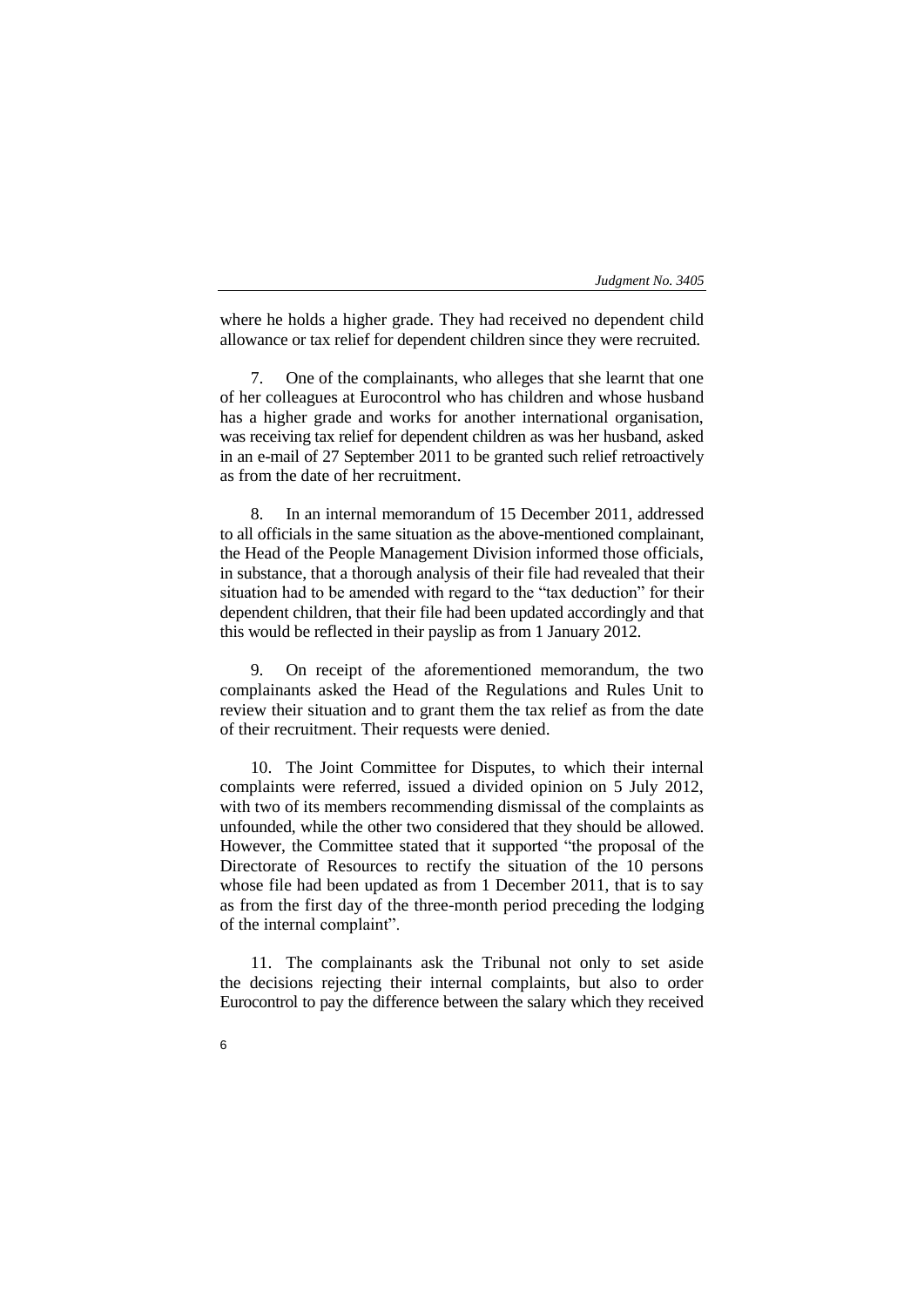where he holds a higher grade. They had received no dependent child allowance or tax relief for dependent children since they were recruited.

7. One of the complainants, who alleges that she learnt that one of her colleagues at Eurocontrol who has children and whose husband has a higher grade and works for another international organisation, was receiving tax relief for dependent children as was her husband, asked in an e-mail of 27 September 2011 to be granted such relief retroactively as from the date of her recruitment.

8. In an internal memorandum of 15 December 2011, addressed to all officials in the same situation as the above-mentioned complainant, the Head of the People Management Division informed those officials, in substance, that a thorough analysis of their file had revealed that their situation had to be amended with regard to the "tax deduction" for their dependent children, that their file had been updated accordingly and that this would be reflected in their payslip as from 1 January 2012.

9. On receipt of the aforementioned memorandum, the two complainants asked the Head of the Regulations and Rules Unit to review their situation and to grant them the tax relief as from the date of their recruitment. Their requests were denied.

10. The Joint Committee for Disputes, to which their internal complaints were referred, issued a divided opinion on 5 July 2012, with two of its members recommending dismissal of the complaints as unfounded, while the other two considered that they should be allowed. However, the Committee stated that it supported "the proposal of the Directorate of Resources to rectify the situation of the 10 persons whose file had been updated as from 1 December 2011, that is to say as from the first day of the three-month period preceding the lodging of the internal complaint".

11. The complainants ask the Tribunal not only to set aside the decisions rejecting their internal complaints, but also to order Eurocontrol to pay the difference between the salary which they received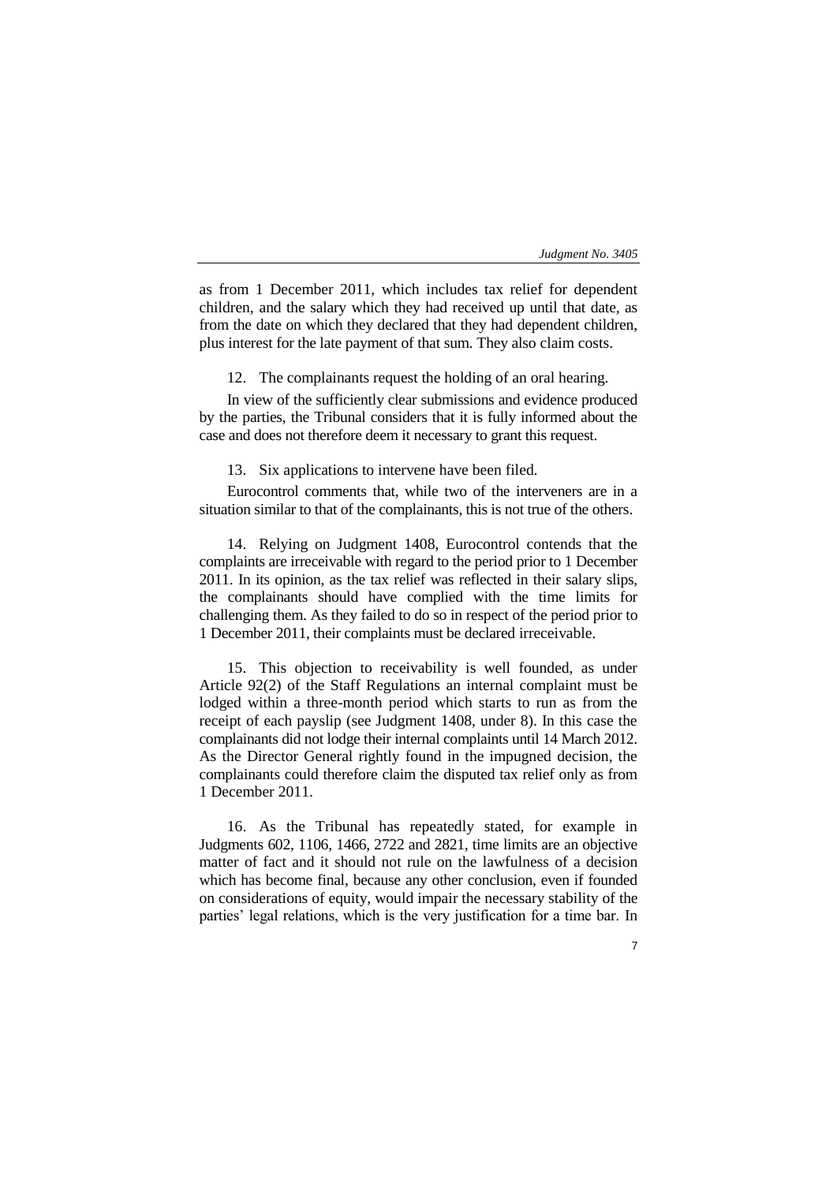as from 1 December 2011, which includes tax relief for dependent children, and the salary which they had received up until that date, as from the date on which they declared that they had dependent children, plus interest for the late payment of that sum. They also claim costs.

12. The complainants request the holding of an oral hearing.

In view of the sufficiently clear submissions and evidence produced by the parties, the Tribunal considers that it is fully informed about the case and does not therefore deem it necessary to grant this request.

13. Six applications to intervene have been filed.

Eurocontrol comments that, while two of the interveners are in a situation similar to that of the complainants, this is not true of the others.

14. Relying on Judgment 1408, Eurocontrol contends that the complaints are irreceivable with regard to the period prior to 1 December 2011. In its opinion, as the tax relief was reflected in their salary slips, the complainants should have complied with the time limits for challenging them. As they failed to do so in respect of the period prior to 1 December 2011, their complaints must be declared irreceivable.

15. This objection to receivability is well founded, as under Article 92(2) of the Staff Regulations an internal complaint must be lodged within a three-month period which starts to run as from the receipt of each payslip (see Judgment 1408, under 8). In this case the complainants did not lodge their internal complaints until 14 March 2012. As the Director General rightly found in the impugned decision, the complainants could therefore claim the disputed tax relief only as from 1 December 2011.

16. As the Tribunal has repeatedly stated, for example in Judgments 602, 1106, 1466, 2722 and 2821, time limits are an objective matter of fact and it should not rule on the lawfulness of a decision which has become final, because any other conclusion, even if founded on considerations of equity, would impair the necessary stability of the parties' legal relations, which is the very justification for a time bar. In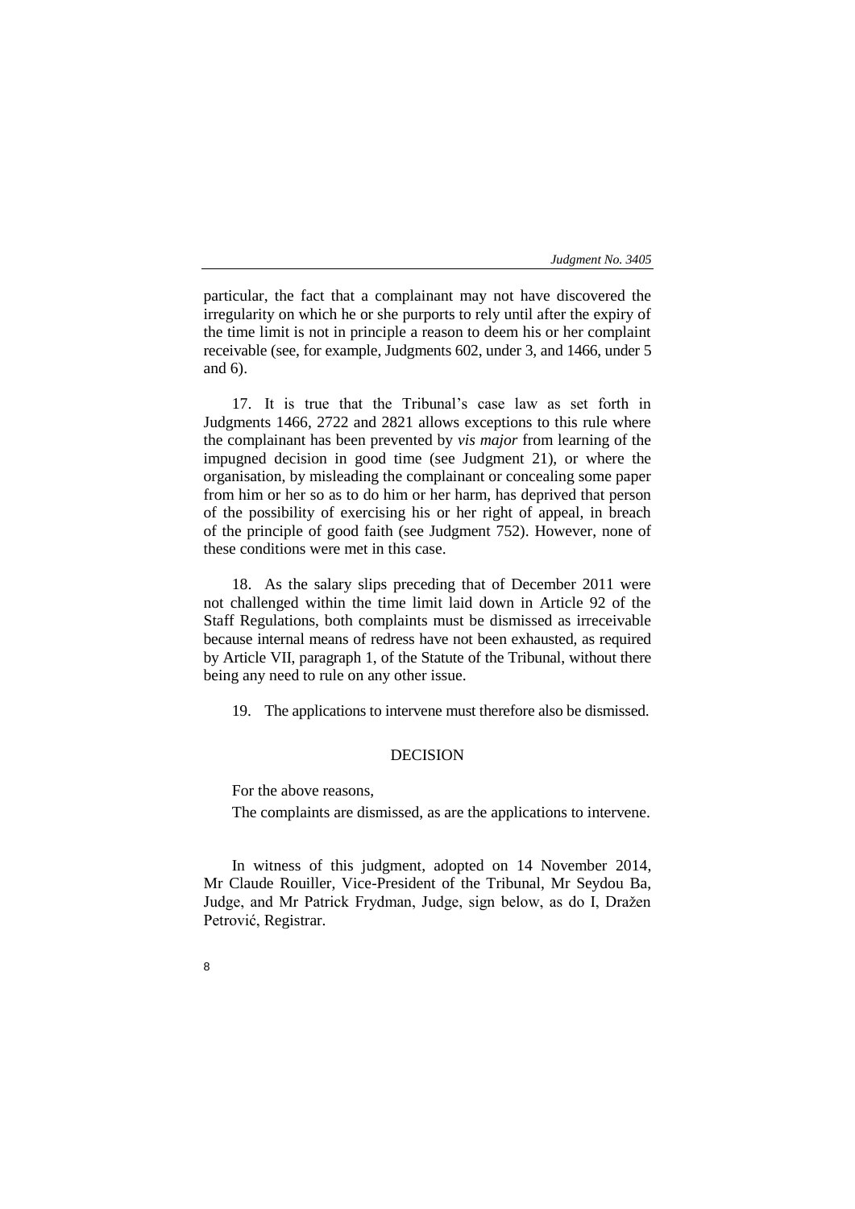particular, the fact that a complainant may not have discovered the irregularity on which he or she purports to rely until after the expiry of the time limit is not in principle a reason to deem his or her complaint receivable (see, for example, Judgments 602, under 3, and 1466, under 5 and 6).

17. It is true that the Tribunal's case law as set forth in Judgments 1466, 2722 and 2821 allows exceptions to this rule where the complainant has been prevented by *vis major* from learning of the impugned decision in good time (see Judgment 21), or where the organisation, by misleading the complainant or concealing some paper from him or her so as to do him or her harm, has deprived that person of the possibility of exercising his or her right of appeal, in breach of the principle of good faith (see Judgment 752). However, none of these conditions were met in this case.

18. As the salary slips preceding that of December 2011 were not challenged within the time limit laid down in Article 92 of the Staff Regulations, both complaints must be dismissed as irreceivable because internal means of redress have not been exhausted, as required by Article VII, paragraph 1, of the Statute of the Tribunal, without there being any need to rule on any other issue.

19. The applications to intervene must therefore also be dismissed.

## DECISION

For the above reasons,

The complaints are dismissed, as are the applications to intervene.

In witness of this judgment, adopted on 14 November 2014, Mr Claude Rouiller, Vice-President of the Tribunal, Mr Seydou Ba, Judge, and Mr Patrick Frydman, Judge, sign below, as do I, Dražen Petrović, Registrar.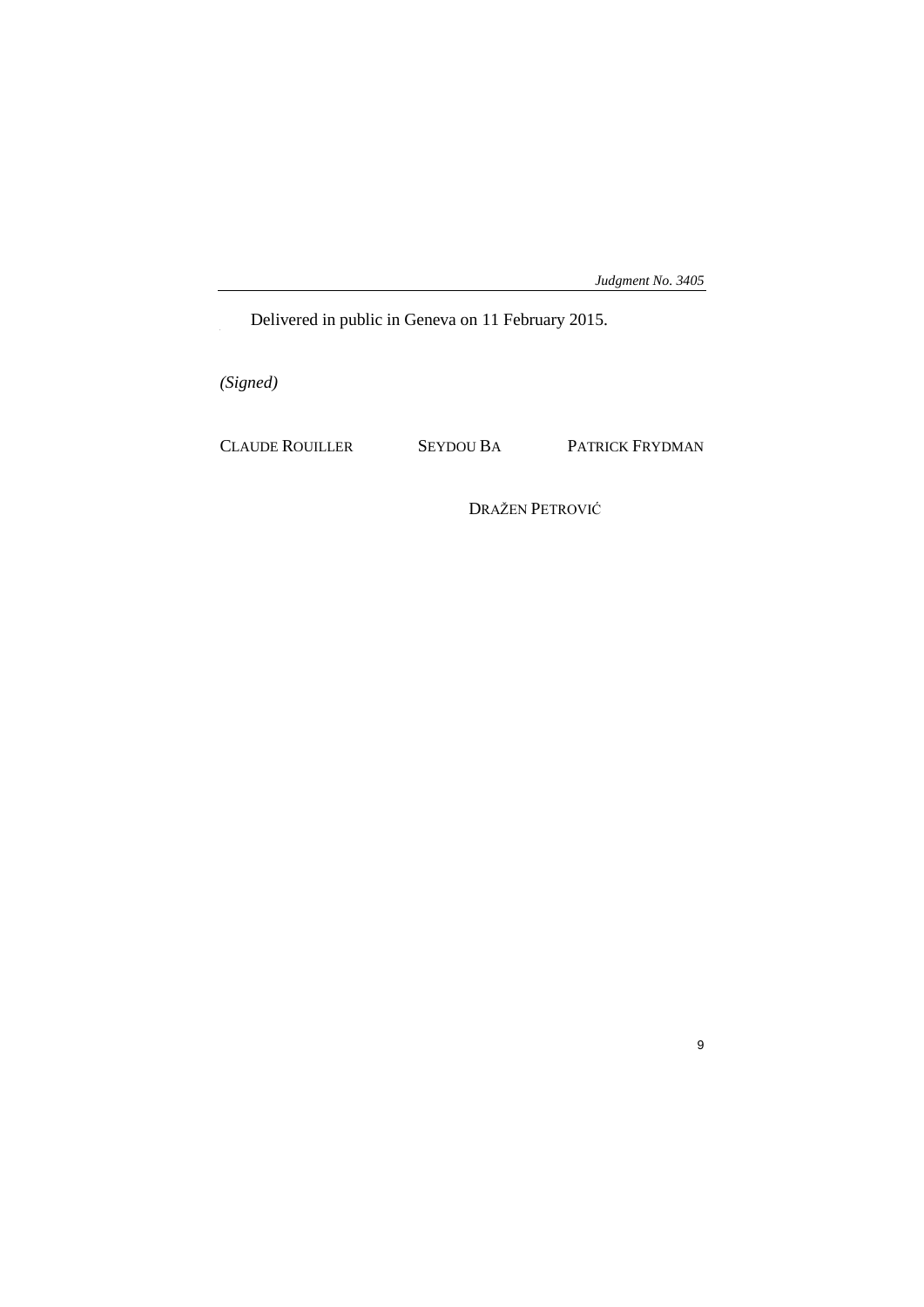Delivered in public in Geneva on 11 February 2015.

*(Signed)*

CLAUDE ROUILLER SEYDOU BA PATRICK FRYDMAN

DRAŽEN PETROVIĆ